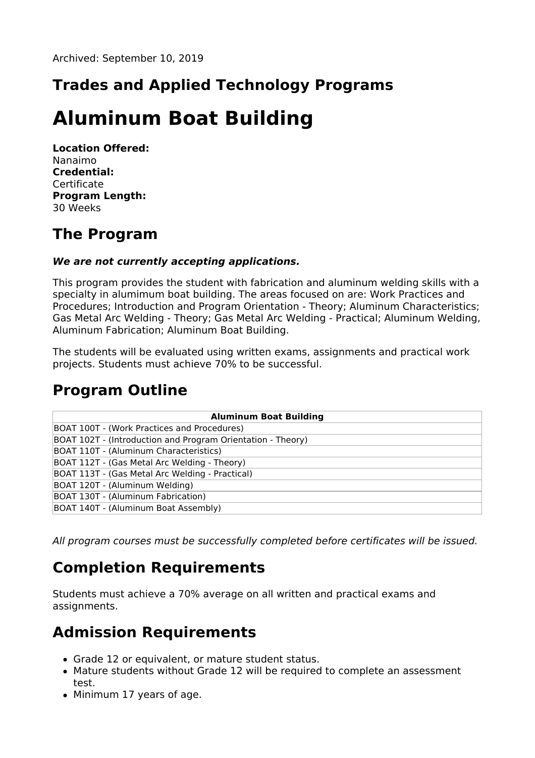Archived: September 10, 2019

## Trades and Applied Technology Programs

# Aluminum Boat Building

**Location Offered:**
Nanaimo
**Credential:**
Certificate
**Program Length:**
30 Weeks

## The Program

***We are not currently accepting applications.***

This program provides the student with fabrication and aluminum welding skills with a specialty in alumimum boat building. The areas focused on are: Work Practices and Procedures; Introduction and Program Orientation - Theory; Aluminum Characteristics; Gas Metal Arc Welding - Theory; Gas Metal Arc Welding - Practical; Aluminum Welding, Aluminum Fabrication; Aluminum Boat Building.

The students will be evaluated using written exams, assignments and practical work projects. Students must achieve 70% to be successful.

## Program Outline

| Aluminum Boat Building |
|---|
| BOAT 100T - (Work Practices and Procedures) |
| BOAT 102T - (Introduction and Program Orientation - Theory) |
| BOAT 110T - (Aluminum Characteristics) |
| BOAT 112T - (Gas Metal Arc Welding - Theory) |
| BOAT 113T - (Gas Metal Arc Welding - Practical) |
| BOAT 120T - (Aluminum Welding) |
| BOAT 130T - (Aluminum Fabrication) |
| BOAT 140T - (Aluminum Boat Assembly) |

*All program courses must be successfully completed before certificates will be issued.*

## Completion Requirements

Students must achieve a 70% average on all written and practical exams and assignments.

## Admission Requirements

- Grade 12 or equivalent, or mature student status.
- Mature students without Grade 12 will be required to complete an assessment test.
- Minimum 17 years of age.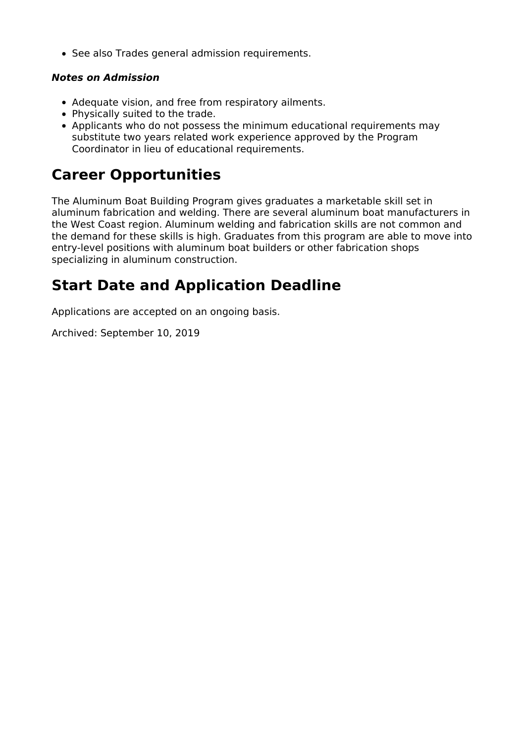- See also Trades general admission requirements.

***Notes on Admission***

- Adequate vision, and free from respiratory ailments.
- Physically suited to the trade.
- Applicants who do not possess the minimum educational requirements may substitute two years related work experience approved by the Program Coordinator in lieu of educational requirements.

## Career Opportunities

The Aluminum Boat Building Program gives graduates a marketable skill set in aluminum fabrication and welding. There are several aluminum boat manufacturers in the West Coast region. Aluminum welding and fabrication skills are not common and the demand for these skills is high. Graduates from this program are able to move into entry-level positions with aluminum boat builders or other fabrication shops specializing in aluminum construction.

## Start Date and Application Deadline

Applications are accepted on an ongoing basis.

Archived: September 10, 2019